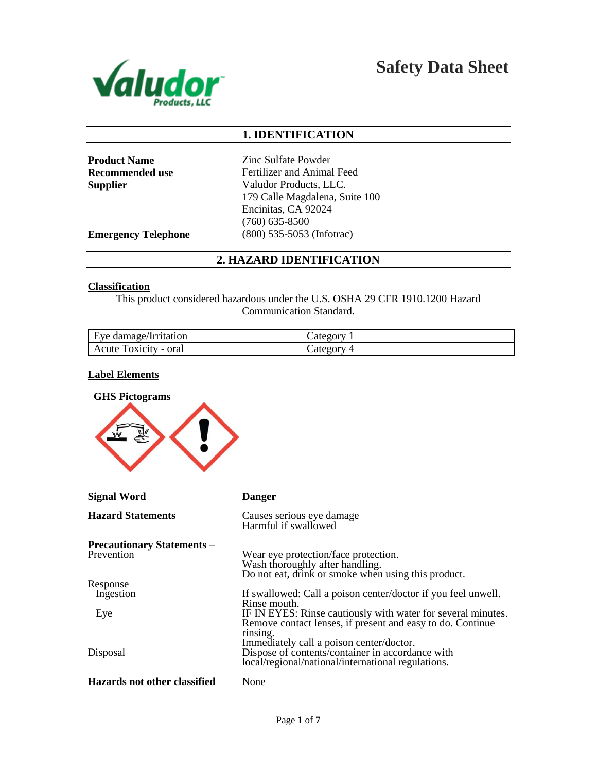# Safety Data Sheet

## 1. IDENTIFICATION

**Product Name** Zinc Sulfate Powder

**Recommended use** Fertilizer and Animal Feed

**Supplier** Valudor Products, LLC.
179 Calle Magdalena, Suite 100
Encinitas, CA 92024
(760) 635-8500

**Emergency Telephone** (800) 535-5053 (Infotrac)

## 2. HAZARD IDENTIFICATION

**Classification**

This product considered hazardous under the U.S. OSHA 29 CFR 1910.1200 Hazard Communication Standard.

| Eye damage/Irritation | Category 1 |
|---|---|
| Acute Toxicity - oral | Category 4 |

**Label Elements**

**GHS Pictograms**

**Signal Word** **Danger**

**Hazard Statements** Causes serious eye damage
Harmful if swallowed

**Precautionary Statements** – Prevention
Wear eye protection/face protection.
Wash thoroughly after handling.
Do not eat, drink or smoke when using this product.

Response

Ingestion: If swallowed: Call a poison center/doctor if you feel unwell. Rinse mouth.

Eye: IF IN EYES: Rinse cautiously with water for several minutes. Remove contact lenses, if present and easy to do. Continue rinsing.
Immediately call a poison center/doctor.

Disposal: Dispose of contents/container in accordance with local/regional/national/international regulations.

**Hazards not other classified** None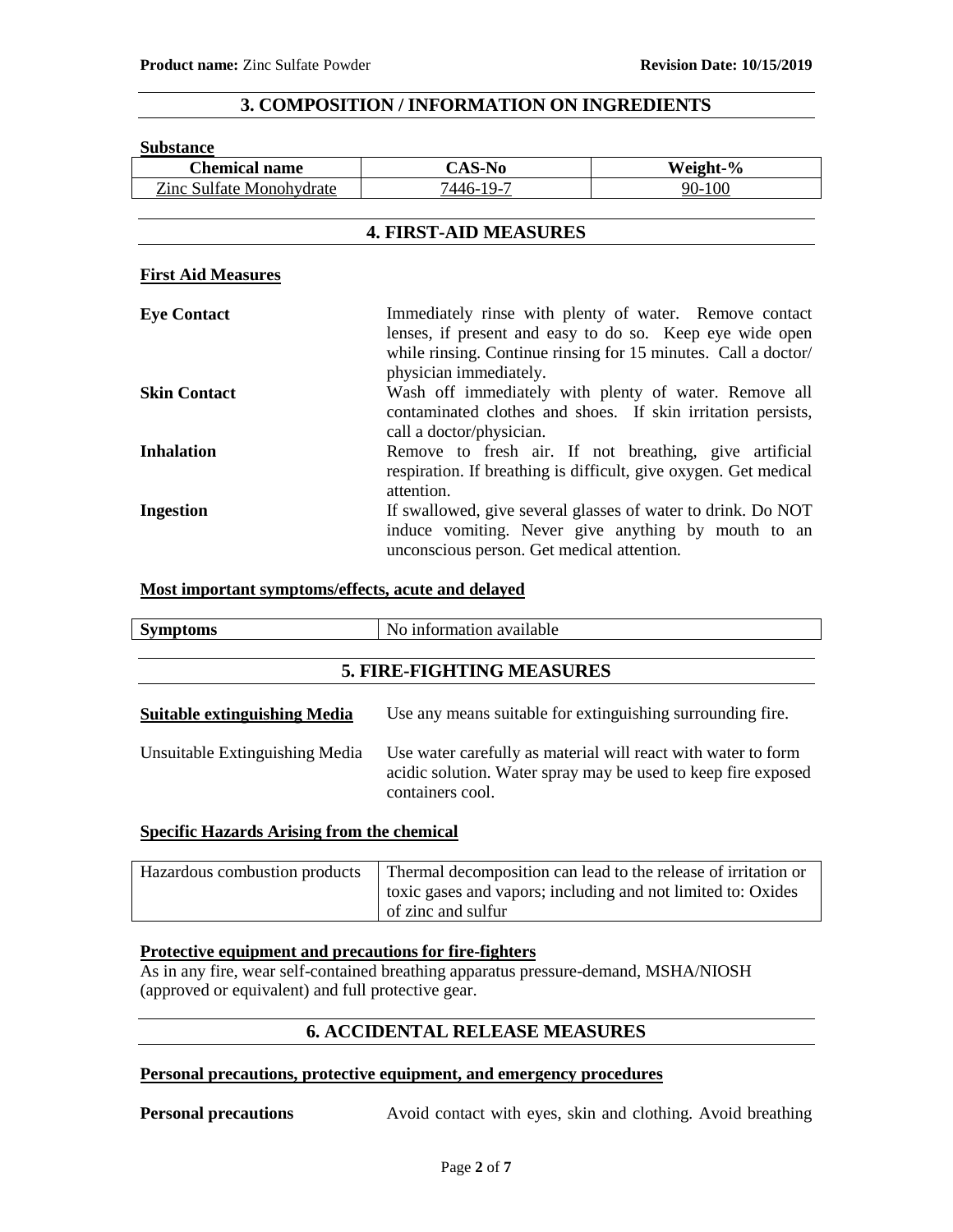## 3. COMPOSITION / INFORMATION ON INGREDIENTS

**Substance**

| Chemical name | CAS-No | Weight-% |
|---|---|---|
| Zinc Sulfate Monohydrate | 7446-19-7 | 90-100 |

## 4. FIRST-AID MEASURES

**First Aid Measures**

**Eye Contact** Immediately rinse with plenty of water. Remove contact lenses, if present and easy to do so. Keep eye wide open while rinsing. Continue rinsing for 15 minutes. Call a doctor/ physician immediately.

**Skin Contact** Wash off immediately with plenty of water. Remove all contaminated clothes and shoes. If skin irritation persists, call a doctor/physician.

**Inhalation** Remove to fresh air. If not breathing, give artificial respiration. If breathing is difficult, give oxygen. Get medical attention.

**Ingestion** If swallowed, give several glasses of water to drink. Do NOT induce vomiting. Never give anything by mouth to an unconscious person. Get medical attention.

**Most important symptoms/effects, acute and delayed**

| **Symptoms** | No information available |
|---|---|

## 5. FIRE-FIGHTING MEASURES

**Suitable extinguishing Media** Use any means suitable for extinguishing surrounding fire.

Unsuitable Extinguishing Media Use water carefully as material will react with water to form acidic solution. Water spray may be used to keep fire exposed containers cool.

**Specific Hazards Arising from the chemical**

| Hazardous combustion products | Thermal decomposition can lead to the release of irritation or toxic gases and vapors; including and not limited to: Oxides of zinc and sulfur |
|---|---|

**Protective equipment and precautions for fire-fighters**

As in any fire, wear self-contained breathing apparatus pressure-demand, MSHA/NIOSH (approved or equivalent) and full protective gear.

## 6. ACCIDENTAL RELEASE MEASURES

**Personal precautions, protective equipment, and emergency procedures**

**Personal precautions** Avoid contact with eyes, skin and clothing. Avoid breathing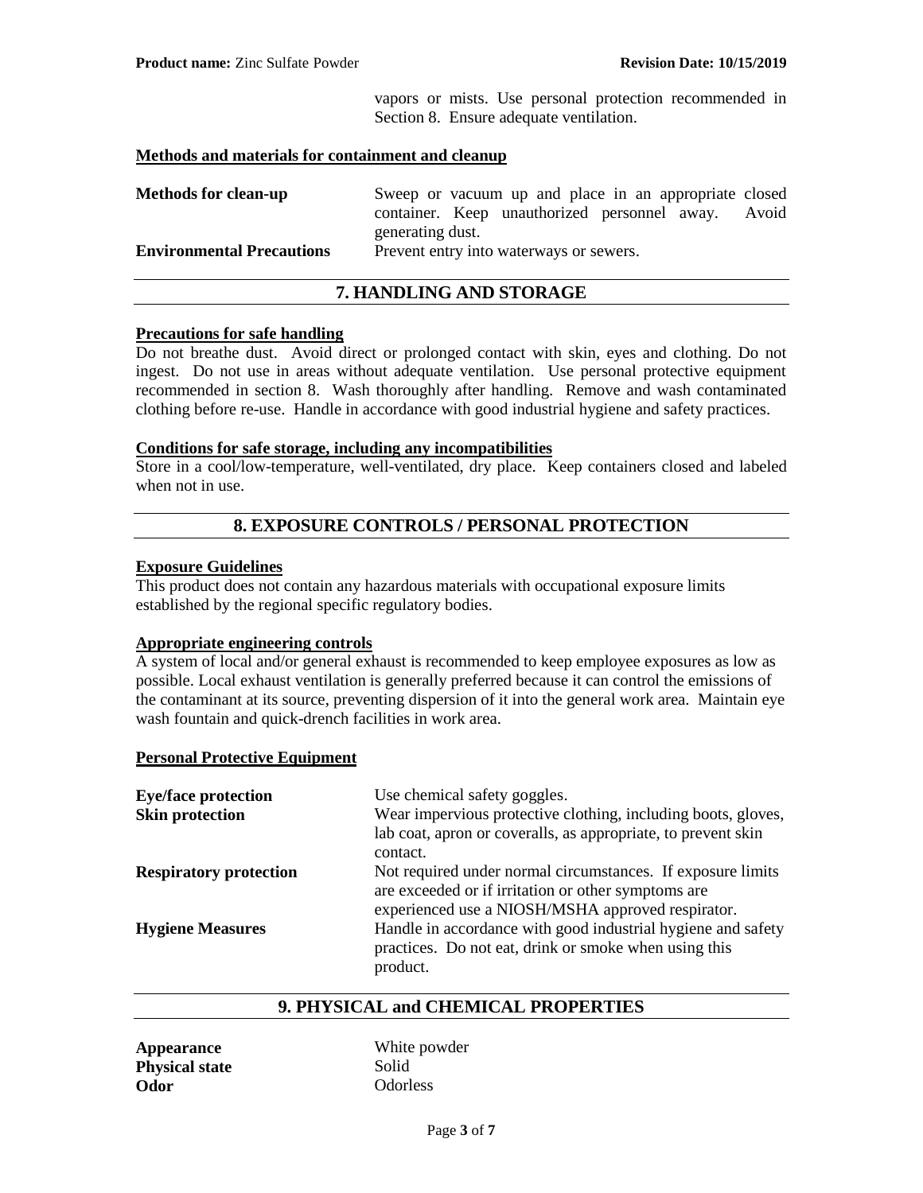vapors or mists. Use personal protection recommended in Section 8. Ensure adequate ventilation.

**Methods and materials for containment and cleanup**

| | |
|---|---|
| **Methods for clean-up** | Sweep or vacuum up and place in an appropriate closed container. Keep unauthorized personnel away. Avoid generating dust. |
| **Environmental Precautions** | Prevent entry into waterways or sewers. |

## 7. HANDLING AND STORAGE

**Precautions for safe handling**

Do not breathe dust. Avoid direct or prolonged contact with skin, eyes and clothing. Do not ingest. Do not use in areas without adequate ventilation. Use personal protective equipment recommended in section 8. Wash thoroughly after handling. Remove and wash contaminated clothing before re-use. Handle in accordance with good industrial hygiene and safety practices.

**Conditions for safe storage, including any incompatibilities**

Store in a cool/low-temperature, well-ventilated, dry place. Keep containers closed and labeled when not in use.

## 8. EXPOSURE CONTROLS / PERSONAL PROTECTION

**Exposure Guidelines**

This product does not contain any hazardous materials with occupational exposure limits established by the regional specific regulatory bodies.

**Appropriate engineering controls**

A system of local and/or general exhaust is recommended to keep employee exposures as low as possible. Local exhaust ventilation is generally preferred because it can control the emissions of the contaminant at its source, preventing dispersion of it into the general work area. Maintain eye wash fountain and quick-drench facilities in work area.

**Personal Protective Equipment**

| | |
|---|---|
| **Eye/face protection** | Use chemical safety goggles. |
| **Skin protection** | Wear impervious protective clothing, including boots, gloves, lab coat, apron or coveralls, as appropriate, to prevent skin contact. |
| **Respiratory protection** | Not required under normal circumstances. If exposure limits are exceeded or if irritation or other symptoms are experienced use a NIOSH/MSHA approved respirator. |
| **Hygiene Measures** | Handle in accordance with good industrial hygiene and safety practices. Do not eat, drink or smoke when using this product. |

## 9. PHYSICAL and CHEMICAL PROPERTIES

| | |
|---|---|
| **Appearance** | White powder |
| **Physical state** | Solid |
| **Odor** | Odorless |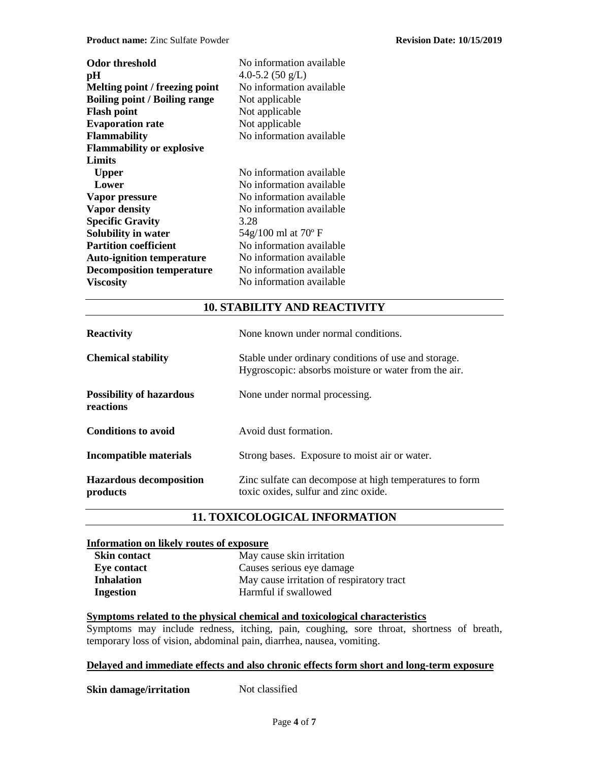| | |
|---|---|
| **Odor threshold** | No information available |
| **pH** | 4.0-5.2 (50 g/L) |
| **Melting point / freezing point** | No information available |
| **Boiling point / Boiling range** | Not applicable |
| **Flash point** | Not applicable |
| **Evaporation rate** | Not applicable |
| **Flammability** | No information available |
| **Flammability or explosive Limits** | |
| **Upper** | No information available |
| **Lower** | No information available |
| **Vapor pressure** | No information available |
| **Vapor density** | No information available |
| **Specific Gravity** | 3.28 |
| **Solubility in water** | 54g/100 ml at 70º F |
| **Partition coefficient** | No information available |
| **Auto-ignition temperature** | No information available |
| **Decomposition temperature** | No information available |
| **Viscosity** | No information available |

## 10. STABILITY AND REACTIVITY

| | |
|---|---|
| **Reactivity** | None known under normal conditions. |
| **Chemical stability** | Stable under ordinary conditions of use and storage. Hygroscopic: absorbs moisture or water from the air. |
| **Possibility of hazardous reactions** | None under normal processing. |
| **Conditions to avoid** | Avoid dust formation. |
| **Incompatible materials** | Strong bases. Exposure to moist air or water. |
| **Hazardous decomposition products** | Zinc sulfate can decompose at high temperatures to form toxic oxides, sulfur and zinc oxide. |

## 11. TOXICOLOGICAL INFORMATION

**Information on likely routes of exposure**

| | |
|---|---|
| **Skin contact** | May cause skin irritation |
| **Eye contact** | Causes serious eye damage |
| **Inhalation** | May cause irritation of respiratory tract |
| **Ingestion** | Harmful if swallowed |

**Symptoms related to the physical chemical and toxicological characteristics**

Symptoms may include redness, itching, pain, coughing, sore throat, shortness of breath, temporary loss of vision, abdominal pain, diarrhea, nausea, vomiting.

**Delayed and immediate effects and also chronic effects form short and long-term exposure**

| | |
|---|---|
| **Skin damage/irritation** | Not classified |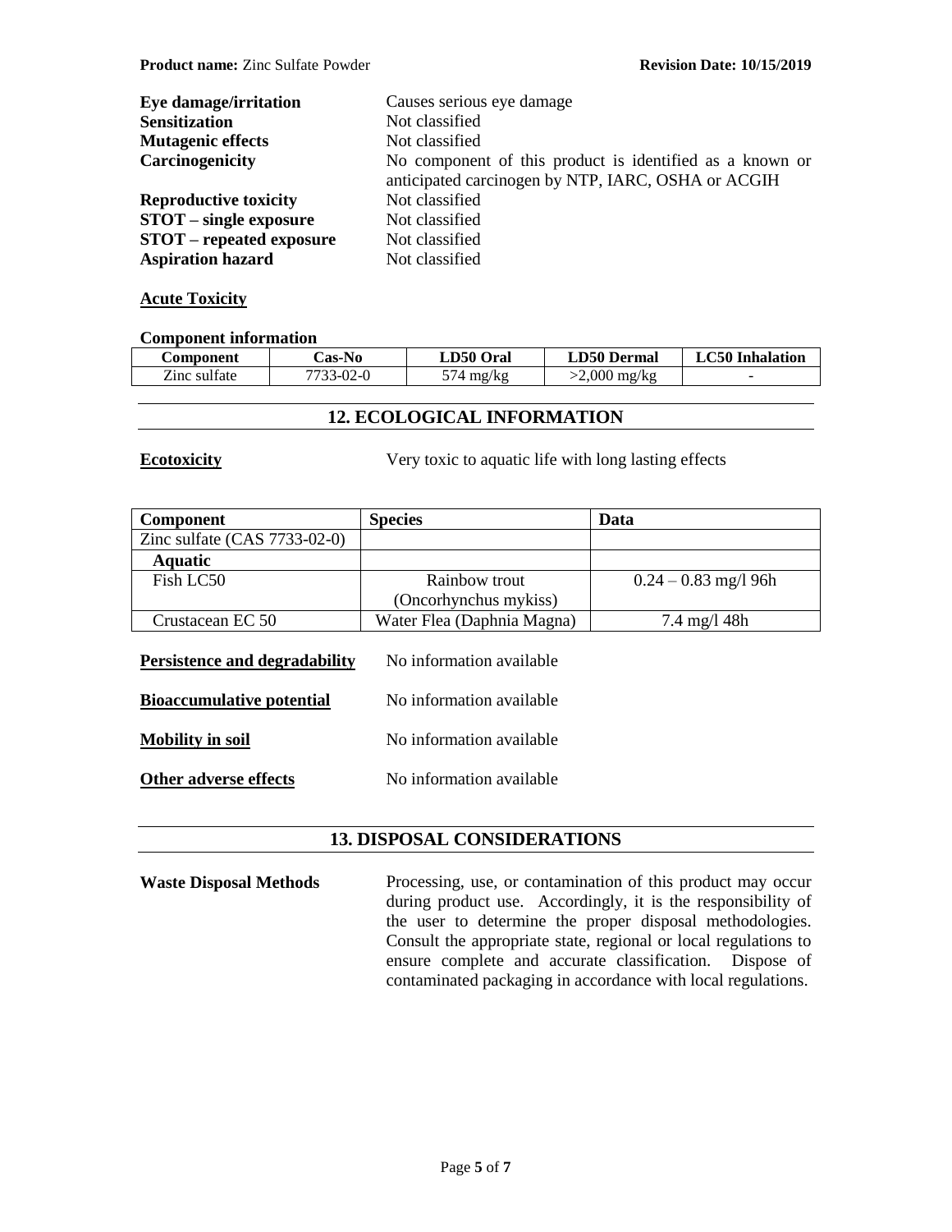| | |
|---|---|
| **Eye damage/irritation** | Causes serious eye damage |
| **Sensitization** | Not classified |
| **Mutagenic effects** | Not classified |
| **Carcinogenicity** | No component of this product is identified as a known or anticipated carcinogen by NTP, IARC, OSHA or ACGIH |
| **Reproductive toxicity** | Not classified |
| **STOT – single exposure** | Not classified |
| **STOT – repeated exposure** | Not classified |
| **Aspiration hazard** | Not classified |

**Acute Toxicity**

**Component information**

| Component | Cas-No | LD50 Oral | LD50 Dermal | LC50 Inhalation |
|---|---|---|---|---|
| Zinc sulfate | 7733-02-0 | 574 mg/kg | >2,000 mg/kg | - |

## 12. ECOLOGICAL INFORMATION

**Ecotoxicity** Very toxic to aquatic life with long lasting effects

| Component | Species | Data |
|---|---|---|
| Zinc sulfate (CAS 7733-02-0) | | |
| **Aquatic** | | |
| Fish LC50 | Rainbow trout (Oncorhynchus mykiss) | 0.24 – 0.83 mg/l 96h |
| Crustacean EC 50 | Water Flea (Daphnia Magna) | 7.4 mg/l 48h |

**Persistence and degradability** No information available

**Bioaccumulative potential** No information available

**Mobility in soil** No information available

**Other adverse effects** No information available

## 13. DISPOSAL CONSIDERATIONS

**Waste Disposal Methods** Processing, use, or contamination of this product may occur during product use. Accordingly, it is the responsibility of the user to determine the proper disposal methodologies. Consult the appropriate state, regional or local regulations to ensure complete and accurate classification. Dispose of contaminated packaging in accordance with local regulations.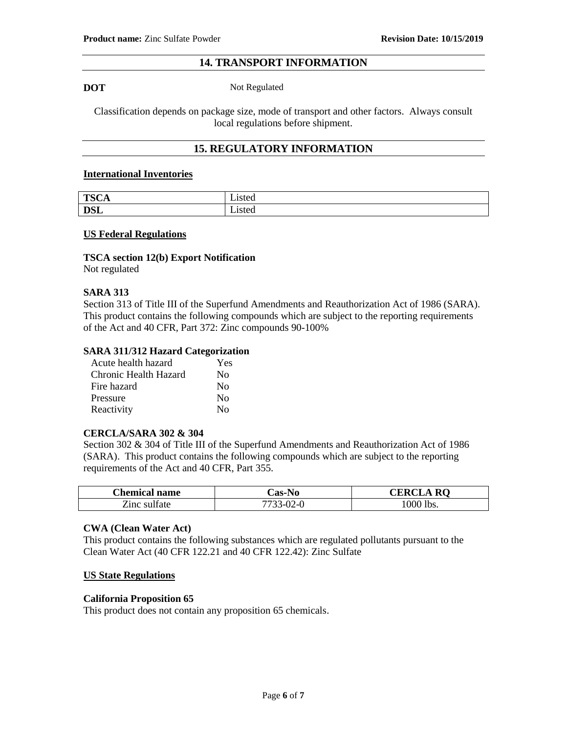## 14. TRANSPORT INFORMATION

**DOT** Not Regulated

Classification depends on package size, mode of transport and other factors. Always consult local regulations before shipment.

## 15. REGULATORY INFORMATION

### International Inventories

| | |
|---|---|
| **TSCA** | Listed |
| **DSL** | Listed |

### US Federal Regulations

**TSCA section 12(b) Export Notification**
Not regulated

**SARA 313**
Section 313 of Title III of the Superfund Amendments and Reauthorization Act of 1986 (SARA). This product contains the following compounds which are subject to the reporting requirements of the Act and 40 CFR, Part 372: Zinc compounds 90-100%

**SARA 311/312 Hazard Categorization**

| | |
|---|---|
| Acute health hazard | Yes |
| Chronic Health Hazard | No |
| Fire hazard | No |
| Pressure | No |
| Reactivity | No |

**CERCLA/SARA 302 & 304**
Section 302 & 304 of Title III of the Superfund Amendments and Reauthorization Act of 1986 (SARA). This product contains the following compounds which are subject to the reporting requirements of the Act and 40 CFR, Part 355.

| Chemical name | Cas-No | CERCLA RQ |
|---|---|---|
| Zinc sulfate | 7733-02-0 | 1000 lbs. |

**CWA (Clean Water Act)**
This product contains the following substances which are regulated pollutants pursuant to the Clean Water Act (40 CFR 122.21 and 40 CFR 122.42): Zinc Sulfate

### US State Regulations

**California Proposition 65**
This product does not contain any proposition 65 chemicals.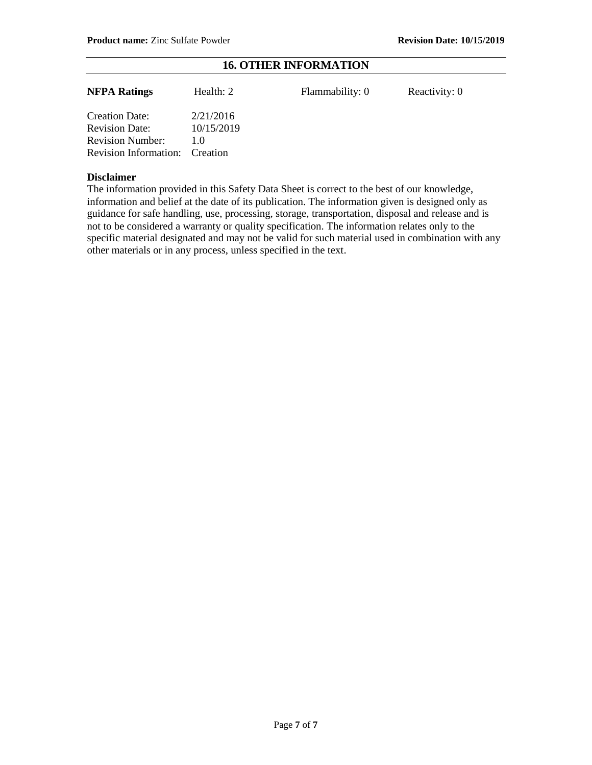## 16. OTHER INFORMATION

| | | | |
|---|---|---|---|
| **NFPA Ratings** | Health: 2 | Flammability: 0 | Reactivity: 0 |

| | |
|---|---|
| Creation Date: | 2/21/2016 |
| Revision Date: | 10/15/2019 |
| Revision Number: | 1.0 |
| Revision Information: | Creation |

**Disclaimer**

The information provided in this Safety Data Sheet is correct to the best of our knowledge, information and belief at the date of its publication. The information given is designed only as guidance for safe handling, use, processing, storage, transportation, disposal and release and is not to be considered a warranty or quality specification. The information relates only to the specific material designated and may not be valid for such material used in combination with any other materials or in any process, unless specified in the text.